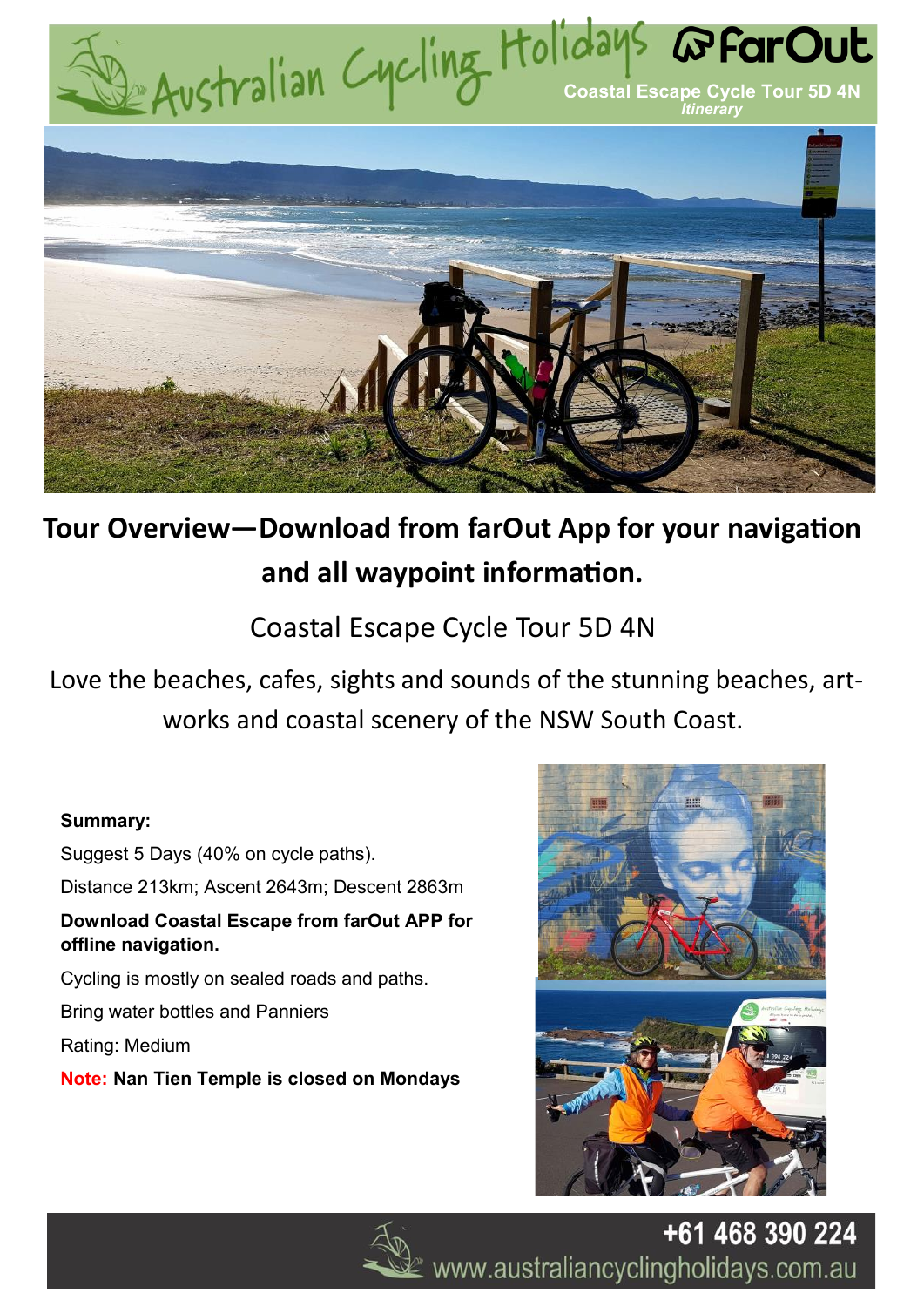Australian Cycling Holidays **farOut**

Coastal Escape Cycle Tour 5D 4N
*Itinerary*

## Tour Overview—Download from farOut App for your navigation and all waypoint information.

Coastal Escape Cycle Tour 5D 4N

Love the beaches, cafes, sights and sounds of the stunning beaches, art-works and coastal scenery of the NSW South Coast.

**Summary:**

Suggest 5 Days (40% on cycle paths).

Distance 213km; Ascent 2643m; Descent 2863m

**Download Coastal Escape from farOut APP for offline navigation.**

Cycling is mostly on sealed roads and paths.

Bring water bottles and Panniers

Rating: Medium

**Note: Nan Tien Temple is closed on Mondays**

+61 468 390 224
www.australiancyclingholidays.com.au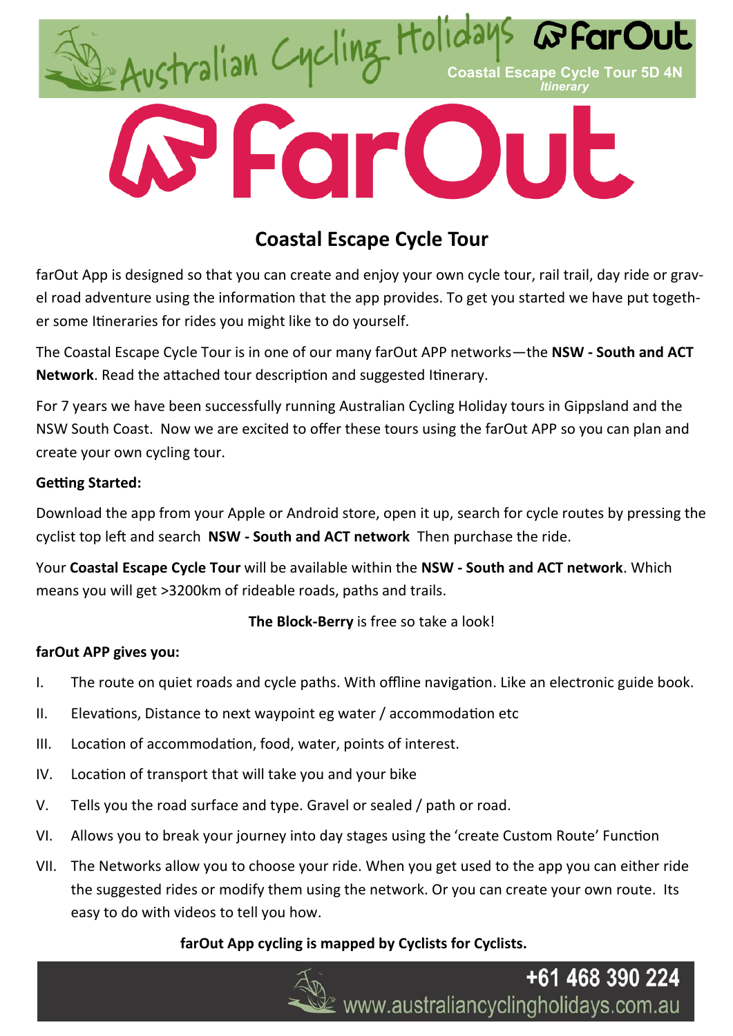# Coastal Escape Cycle Tour

farOut App is designed so that you can create and enjoy your own cycle tour, rail trail, day ride or gravel road adventure using the information that the app provides. To get you started we have put together some Itineraries for rides you might like to do yourself.

The Coastal Escape Cycle Tour is in one of our many farOut APP networks—the **NSW - South and ACT Network**. Read the attached tour description and suggested Itinerary.

For 7 years we have been successfully running Australian Cycling Holiday tours in Gippsland and the NSW South Coast. Now we are excited to offer these tours using the farOut APP so you can plan and create your own cycling tour.

**Getting Started:**

Download the app from your Apple or Android store, open it up, search for cycle routes by pressing the cyclist top left and search **NSW - South and ACT network** Then purchase the ride.

Your **Coastal Escape Cycle Tour** will be available within the **NSW - South and ACT network**. Which means you will get >3200km of rideable roads, paths and trails.

**The Block-Berry** is free so take a look!

**farOut APP gives you:**

I. The route on quiet roads and cycle paths. With offline navigation. Like an electronic guide book.

II. Elevations, Distance to next waypoint eg water / accommodation etc

III. Location of accommodation, food, water, points of interest.

IV. Location of transport that will take you and your bike

V. Tells you the road surface and type. Gravel or sealed / path or road.

VI. Allows you to break your journey into day stages using the 'create Custom Route' Function

VII. The Networks allow you to choose your ride. When you get used to the app you can either ride the suggested rides or modify them using the network. Or you can create your own route. Its easy to do with videos to tell you how.

**farOut App cycling is mapped by Cyclists for Cyclists.**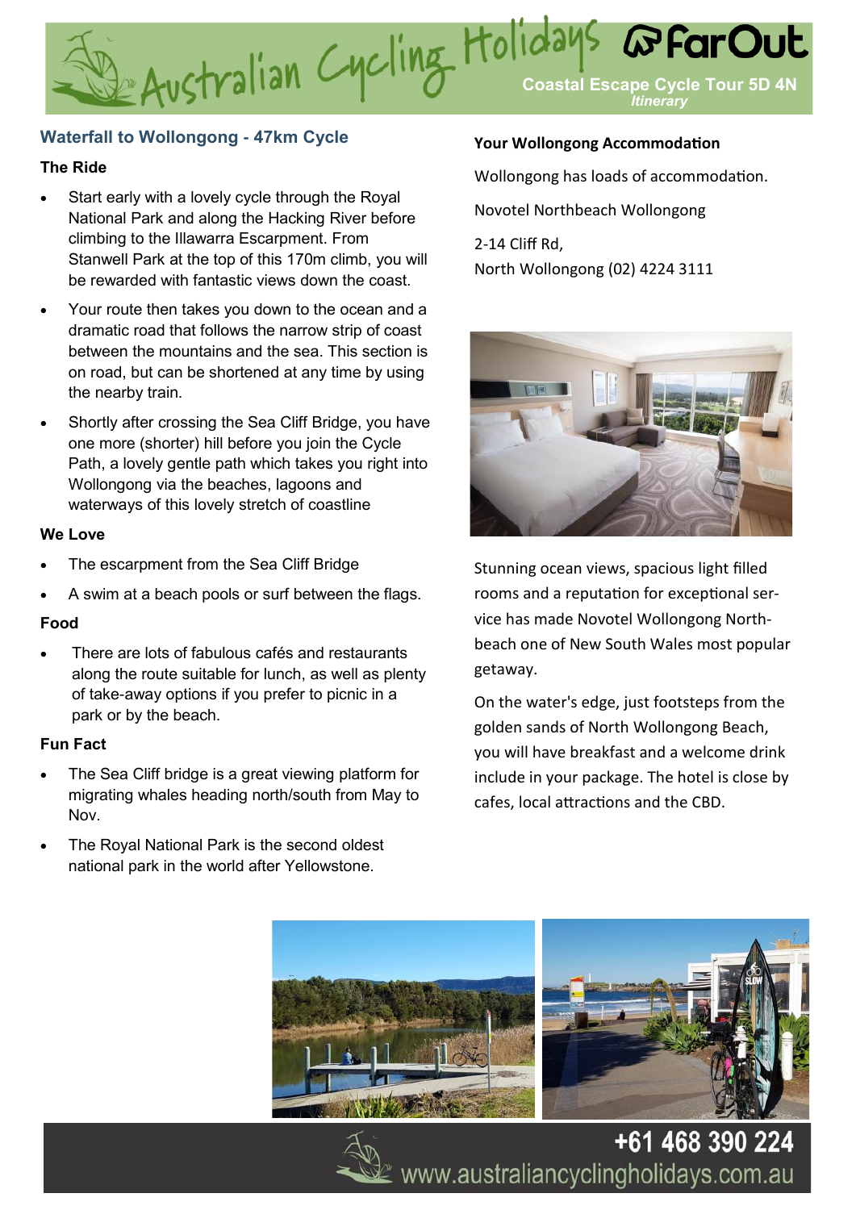## Waterfall to Wollongong - 47km Cycle

### The Ride

- Start early with a lovely cycle through the Royal National Park and along the Hacking River before climbing to the Illawarra Escarpment. From Stanwell Park at the top of this 170m climb, you will be rewarded with fantastic views down the coast.
- Your route then takes you down to the ocean and a dramatic road that follows the narrow strip of coast between the mountains and the sea. This section is on road, but can be shortened at any time by using the nearby train.
- Shortly after crossing the Sea Cliff Bridge, you have one more (shorter) hill before you join the Cycle Path, a lovely gentle path which takes you right into Wollongong via the beaches, lagoons and waterways of this lovely stretch of coastline

### We Love

- The escarpment from the Sea Cliff Bridge
- A swim at a beach pools or surf between the flags.

### Food

- There are lots of fabulous cafés and restaurants along the route suitable for lunch, as well as plenty of take-away options if you prefer to picnic in a park or by the beach.

### Fun Fact

- The Sea Cliff bridge is a great viewing platform for migrating whales heading north/south from May to Nov.
- The Royal National Park is the second oldest national park in the world after Yellowstone.

### Your Wollongong Accommodation

Wollongong has loads of accommodation.

Novotel Northbeach Wollongong

2-14 Cliff Rd,
North Wollongong (02) 4224 3111

Stunning ocean views, spacious light filled rooms and a reputation for exceptional service has made Novotel Wollongong Northbeach one of New South Wales most popular getaway.

On the water's edge, just footsteps from the golden sands of North Wollongong Beach, you will have breakfast and a welcome drink include in your package. The hotel is close by cafes, local attractions and the CBD.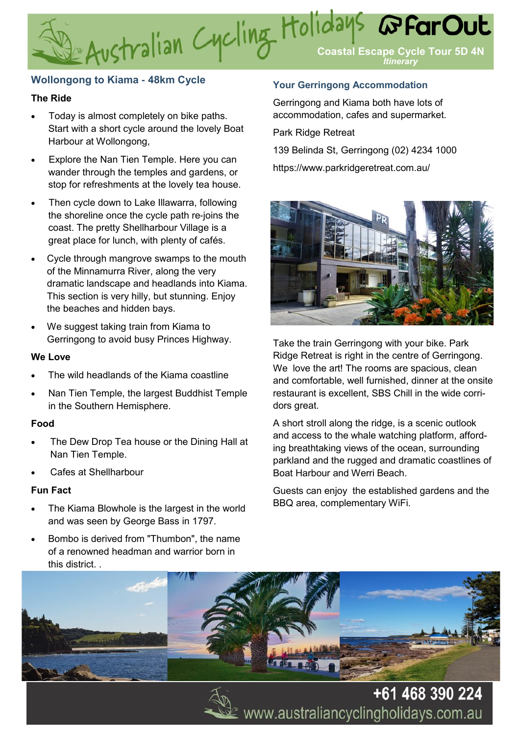# Australian Cycling Holidays — FarOut

**Coastal Escape Cycle Tour 5D 4N**
*Itinerary*

## Wollongong to Kiama - 48km Cycle

### The Ride

- Today is almost completely on bike paths. Start with a short cycle around the lovely Boat Harbour at Wollongong,
- Explore the Nan Tien Temple. Here you can wander through the temples and gardens, or stop for refreshments at the lovely tea house.
- Then cycle down to Lake Illawarra, following the shoreline once the cycle path re-joins the coast. The pretty Shellharbour Village is a great place for lunch, with plenty of cafés.
- Cycle through mangrove swamps to the mouth of the Minnamurra River, along the very dramatic landscape and headlands into Kiama. This section is very hilly, but stunning. Enjoy the beaches and hidden bays.
- We suggest taking train from Kiama to Gerringong to avoid busy Princes Highway.

### We Love

- The wild headlands of the Kiama coastline
- Nan Tien Temple, the largest Buddhist Temple in the Southern Hemisphere.

### Food

- The Dew Drop Tea house or the Dining Hall at Nan Tien Temple.
- Cafes at Shellharbour

### Fun Fact

- The Kiama Blowhole is the largest in the world and was seen by George Bass in 1797.
- Bombo is derived from "Thumbon", the name of a renowned headman and warrior born in this district. .

## Your Gerringong Accommodation

Gerringong and Kiama both have lots of accommodation, cafes and supermarket.

Park Ridge Retreat

139 Belinda St, Gerringong (02) 4234 1000

https://www.parkridgeretreat.com.au/

Take the train Gerringong with your bike. Park Ridge Retreat is right in the centre of Gerringong. We love the art! The rooms are spacious, clean and comfortable, well furnished, dinner at the onsite restaurant is excellent, SBS Chill in the wide corridors great.

A short stroll along the ridge, is a scenic outlook and access to the whale watching platform, affording breathtaking views of the ocean, surrounding parkland and the rugged and dramatic coastlines of Boat Harbour and Werri Beach.

Guests can enjoy the established gardens and the BBQ area, complementary WiFi.

+61 468 390 224
www.australiancyclingholidays.com.au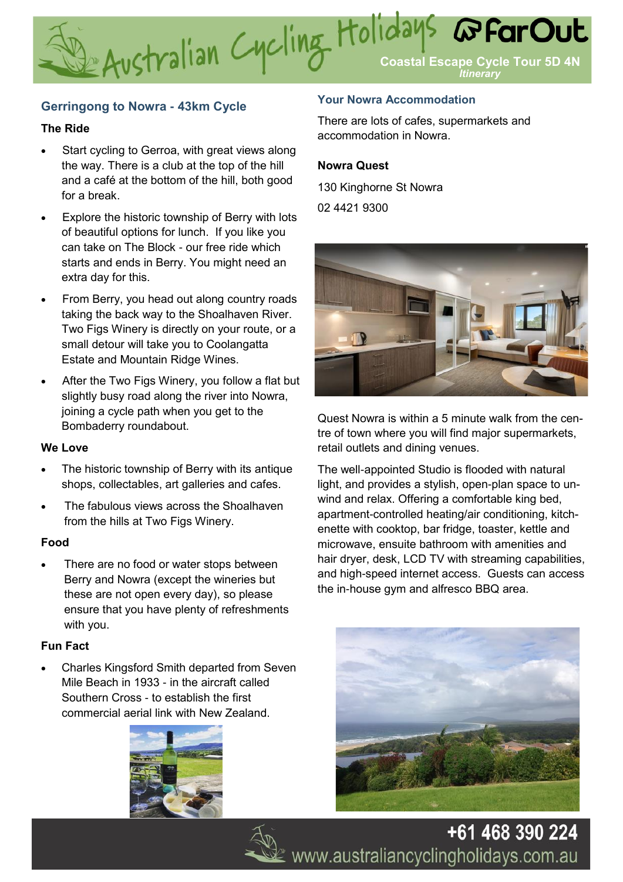## Gerringong to Nowra - 43km Cycle

### The Ride

- Start cycling to Gerroa, with great views along the way. There is a club at the top of the hill and a café at the bottom of the hill, both good for a break.
- Explore the historic township of Berry with lots of beautiful options for lunch. If you like you can take on The Block - our free ride which starts and ends in Berry. You might need an extra day for this.
- From Berry, you head out along country roads taking the back way to the Shoalhaven River. Two Figs Winery is directly on your route, or a small detour will take you to Coolangatta Estate and Mountain Ridge Wines.
- After the Two Figs Winery, you follow a flat but slightly busy road along the river into Nowra, joining a cycle path when you get to the Bombaderry roundabout.

### We Love

- The historic township of Berry with its antique shops, collectables, art galleries and cafes.
- The fabulous views across the Shoalhaven from the hills at Two Figs Winery.

### Food

- There are no food or water stops between Berry and Nowra (except the wineries but these are not open every day), so please ensure that you have plenty of refreshments with you.

### Fun Fact

- Charles Kingsford Smith departed from Seven Mile Beach in 1933 - in the aircraft called Southern Cross - to establish the first commercial aerial link with New Zealand.

## Your Nowra Accommodation

There are lots of cafes, supermarkets and accommodation in Nowra.

**Nowra Quest**

130 Kinghorne St Nowra

02 4421 9300

Quest Nowra is within a 5 minute walk from the centre of town where you will find major supermarkets, retail outlets and dining venues.

The well-appointed Studio is flooded with natural light, and provides a stylish, open-plan space to unwind and relax. Offering a comfortable king bed, apartment-controlled heating/air conditioning, kitchenette with cooktop, bar fridge, toaster, kettle and microwave, ensuite bathroom with amenities and hair dryer, desk, LCD TV with streaming capabilities, and high-speed internet access. Guests can access the in-house gym and alfresco BBQ area.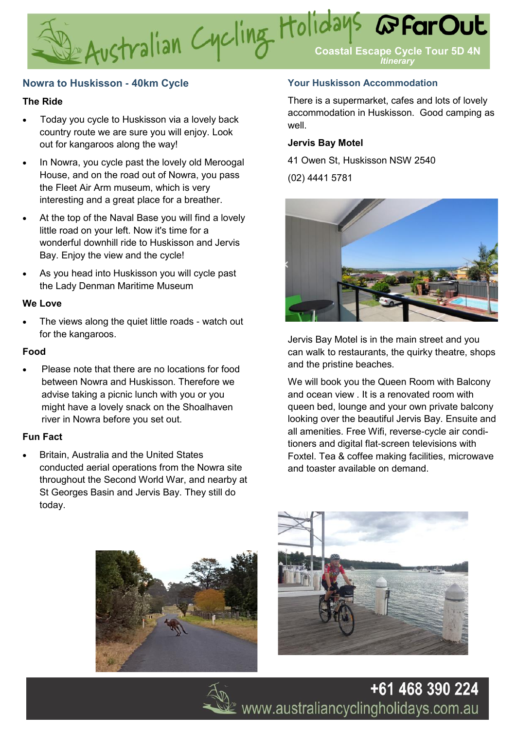## Nowra to Huskisson - 40km Cycle

### The Ride

- Today you cycle to Huskisson via a lovely back country route we are sure you will enjoy. Look out for kangaroos along the way!
- In Nowra, you cycle past the lovely old Meroogal House, and on the road out of Nowra, you pass the Fleet Air Arm museum, which is very interesting and a great place for a breather.
- At the top of the Naval Base you will find a lovely little road on your left. Now it's time for a wonderful downhill ride to Huskisson and Jervis Bay. Enjoy the view and the cycle!
- As you head into Huskisson you will cycle past the Lady Denman Maritime Museum

### We Love

- The views along the quiet little roads - watch out for the kangaroos.

### Food

- Please note that there are no locations for food between Nowra and Huskisson. Therefore we advise taking a picnic lunch with you or you might have a lovely snack on the Shoalhaven river in Nowra before you set out.

### Fun Fact

- Britain, Australia and the United States conducted aerial operations from the Nowra site throughout the Second World War, and nearby at St Georges Basin and Jervis Bay. They still do today.

## Your Huskisson Accommodation

There is a supermarket, cafes and lots of lovely accommodation in Huskisson. Good camping as well.

**Jervis Bay Motel**

41 Owen St, Huskisson NSW 2540

(02) 4441 5781

Jervis Bay Motel is in the main street and you can walk to restaurants, the quirky theatre, shops and the pristine beaches.

We will book you the Queen Room with Balcony and ocean view . It is a renovated room with queen bed, lounge and your own private balcony looking over the beautiful Jervis Bay. Ensuite and all amenities. Free Wifi, reverse-cycle air conditioners and digital flat-screen televisions with Foxtel. Tea & coffee making facilities, microwave and toaster available on demand.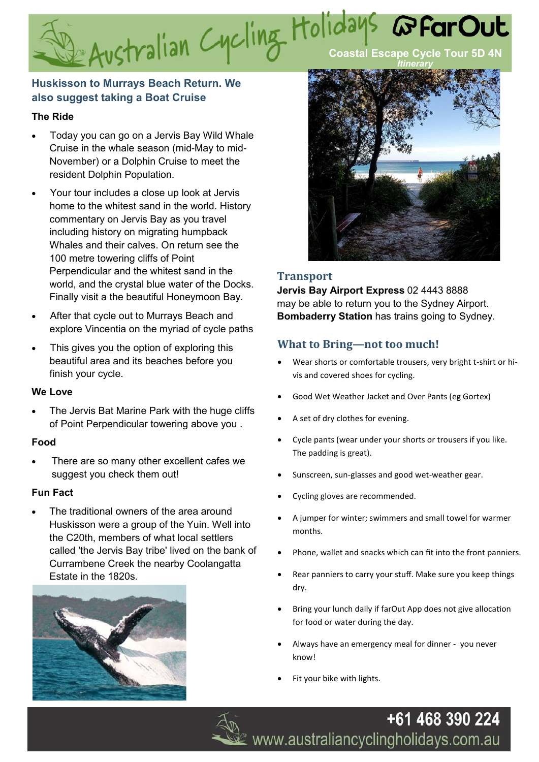## Huskisson to Murrays Beach Return. We also suggest taking a Boat Cruise

### The Ride

- Today you can go on a Jervis Bay Wild Whale Cruise in the whale season (mid-May to mid-November) or a Dolphin Cruise to meet the resident Dolphin Population.
- Your tour includes a close up look at Jervis home to the whitest sand in the world. History commentary on Jervis Bay as you travel including history on migrating humpback Whales and their calves. On return see the 100 metre towering cliffs of Point Perpendicular and the whitest sand in the world, and the crystal blue water of the Docks. Finally visit a the beautiful Honeymoon Bay.
- After that cycle out to Murrays Beach and explore Vincentia on the myriad of cycle paths
- This gives you the option of exploring this beautiful area and its beaches before you finish your cycle.

### We Love

- The Jervis Bat Marine Park with the huge cliffs of Point Perpendicular towering above you .

### Food

- There are so many other excellent cafes we suggest you check them out!

### Fun Fact

- The traditional owners of the area around Huskisson were a group of the Yuin. Well into the C20th, members of what local settlers called 'the Jervis Bay tribe' lived on the bank of Currambene Creek the nearby Coolangatta Estate in the 1820s.

## Transport

**Jervis Bay Airport Express** 02 4443 8888 may be able to return you to the Sydney Airport.
**Bombaderry Station** has trains going to Sydney.

## What to Bring—not too much!

- Wear shorts or comfortable trousers, very bright t-shirt or hi-vis and covered shoes for cycling.
- Good Wet Weather Jacket and Over Pants (eg Gortex)
- A set of dry clothes for evening.
- Cycle pants (wear under your shorts or trousers if you like. The padding is great).
- Sunscreen, sun-glasses and good wet-weather gear.
- Cycling gloves are recommended.
- A jumper for winter; swimmers and small towel for warmer months.
- Phone, wallet and snacks which can fit into the front panniers.
- Rear panniers to carry your stuff. Make sure you keep things dry.
- Bring your lunch daily if farOut App does not give allocation for food or water during the day.
- Always have an emergency meal for dinner - you never know!
- Fit your bike with lights.